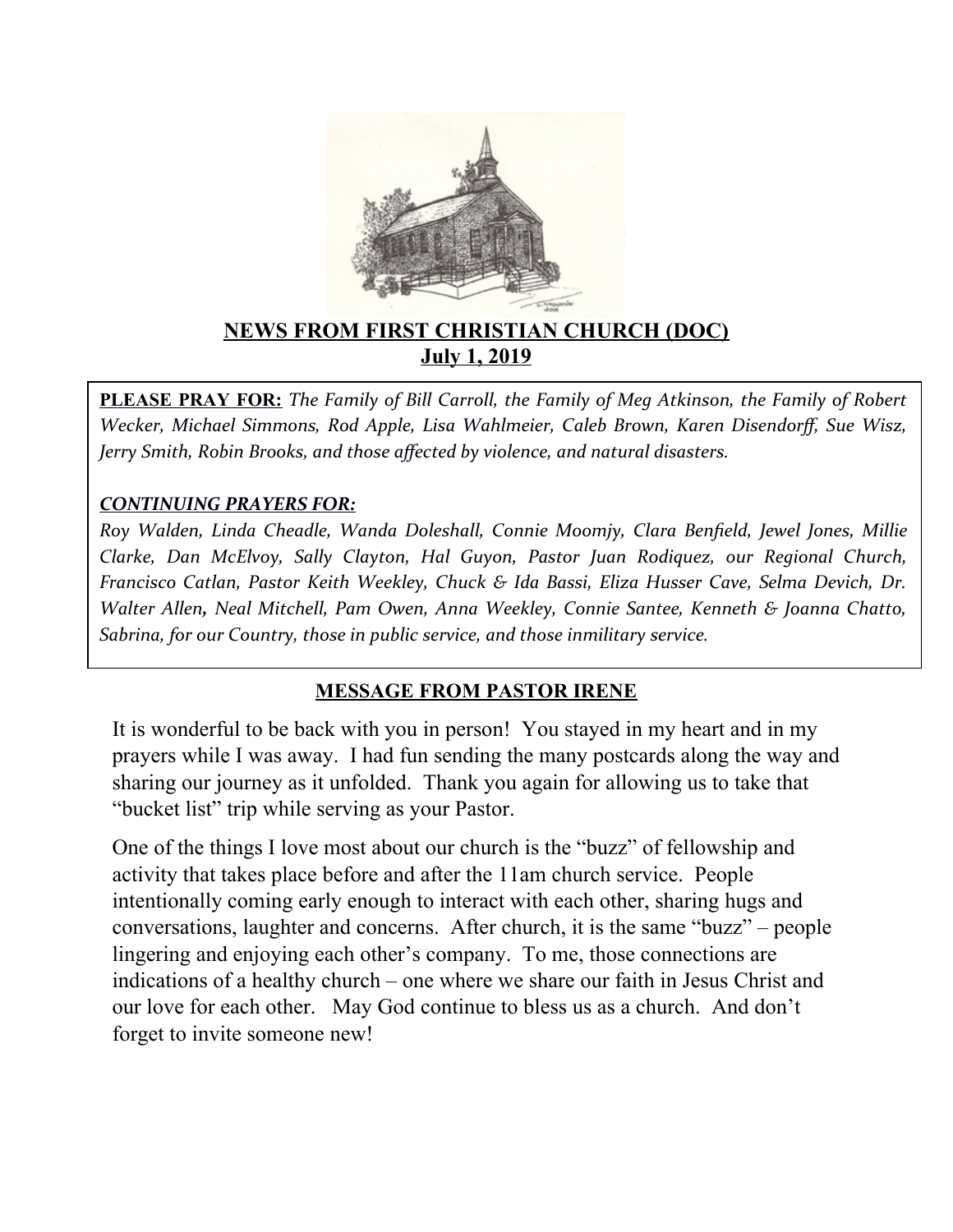# NEWS FROM FIRST CHRISTIAN CHURCH (DOC)

## July 1, 2019

**PLEASE PRAY FOR:** *The Family of Bill Carroll, the Family of Meg Atkinson, the Family of Robert Wecker, Michael Simmons, Rod Apple, Lisa Wahlmeier, Caleb Brown, Karen Disendorff, Sue Wisz, Jerry Smith, Robin Brooks, and those affected by violence, and natural disasters.*

***CONTINUING PRAYERS FOR:***

*Roy Walden, Linda Cheadle, Wanda Doleshall, Connie Moomjy, Clara Benfield, Jewel Jones, Millie Clarke, Dan McElvoy, Sally Clayton, Hal Guyon, Pastor Juan Rodiquez, our Regional Church, Francisco Catlan, Pastor Keith Weekley, Chuck & Ida Bassi, Eliza Husser Cave, Selma Devich, Dr. Walter Allen, Neal Mitchell, Pam Owen, Anna Weekley, Connie Santee, Kenneth & Joanna Chatto, Sabrina, for our Country, those in public service, and those inmilitary service.*

## MESSAGE FROM PASTOR IRENE

It is wonderful to be back with you in person! You stayed in my heart and in my prayers while I was away. I had fun sending the many postcards along the way and sharing our journey as it unfolded. Thank you again for allowing us to take that "bucket list" trip while serving as your Pastor.

One of the things I love most about our church is the "buzz" of fellowship and activity that takes place before and after the 11am church service. People intentionally coming early enough to interact with each other, sharing hugs and conversations, laughter and concerns. After church, it is the same "buzz" – people lingering and enjoying each other's company. To me, those connections are indications of a healthy church – one where we share our faith in Jesus Christ and our love for each other. May God continue to bless us as a church. And don't forget to invite someone new!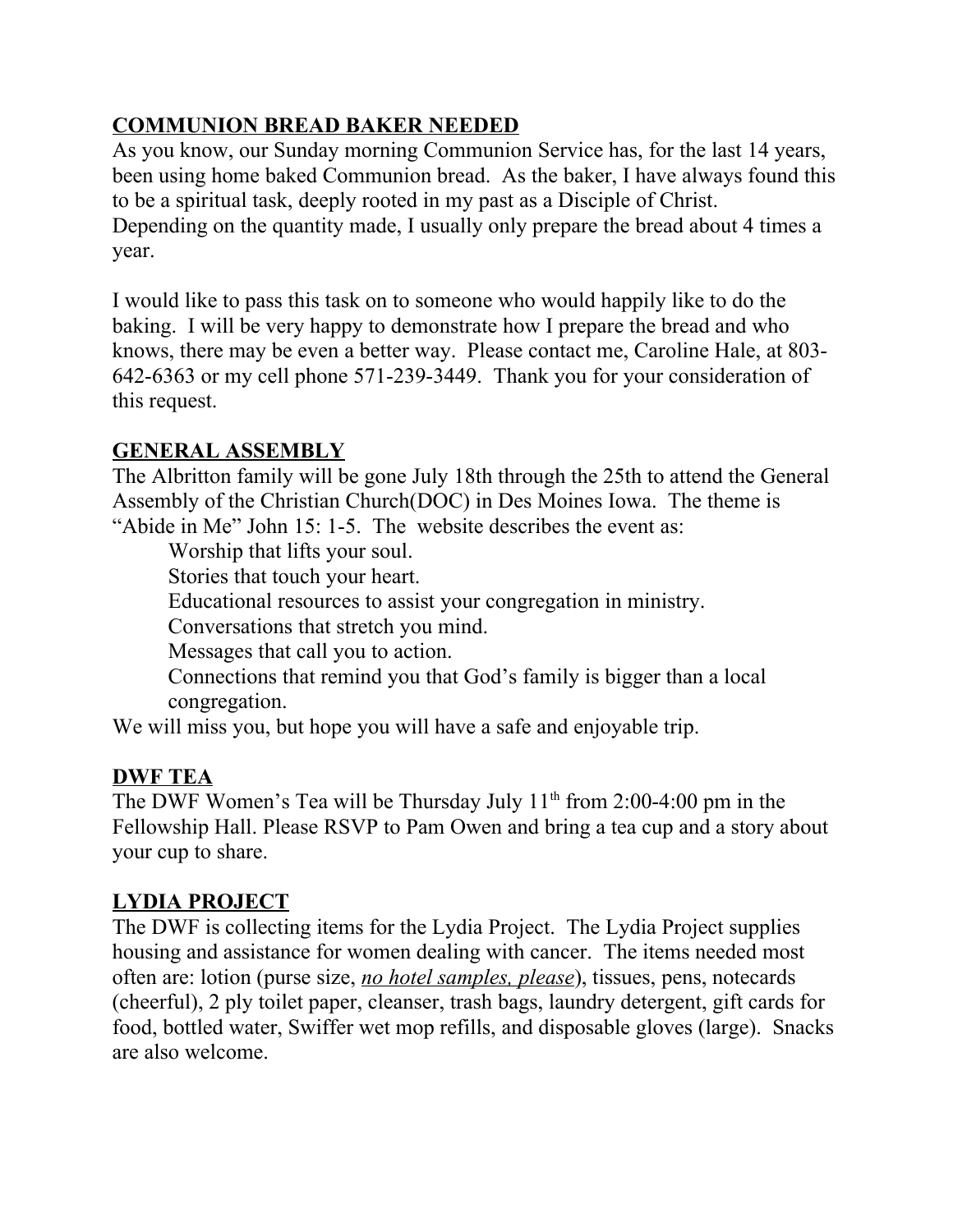## **COMMUNION BREAD BAKER NEEDED**

As you know, our Sunday morning Communion Service has, for the last 14 years, been using home baked Communion bread. As the baker, I have always found this to be a spiritual task, deeply rooted in my past as a Disciple of Christ. Depending on the quantity made, I usually only prepare the bread about 4 times a year.

I would like to pass this task on to someone who would happily like to do the baking. I will be very happy to demonstrate how I prepare the bread and who knows, there may be even a better way. Please contact me, Caroline Hale, at 803-642-6363 or my cell phone 571-239-3449. Thank you for your consideration of this request.

## **GENERAL ASSEMBLY**

The Albritton family will be gone July 18th through the 25th to attend the General Assembly of the Christian Church(DOC) in Des Moines Iowa. The theme is "Abide in Me" John 15: 1-5. The website describes the event as:

> Worship that lifts your soul.
> Stories that touch your heart.
> Educational resources to assist your congregation in ministry.
> Conversations that stretch you mind.
> Messages that call you to action.
> Connections that remind you that God's family is bigger than a local congregation.

We will miss you, but hope you will have a safe and enjoyable trip.

## **DWF TEA**

The DWF Women's Tea will be Thursday July 11th from 2:00-4:00 pm in the Fellowship Hall. Please RSVP to Pam Owen and bring a tea cup and a story about your cup to share.

## **LYDIA PROJECT**

The DWF is collecting items for the Lydia Project. The Lydia Project supplies housing and assistance for women dealing with cancer. The items needed most often are: lotion (purse size, ***no hotel samples, please***), tissues, pens, notecards (cheerful), 2 ply toilet paper, cleanser, trash bags, laundry detergent, gift cards for food, bottled water, Swiffer wet mop refills, and disposable gloves (large). Snacks are also welcome.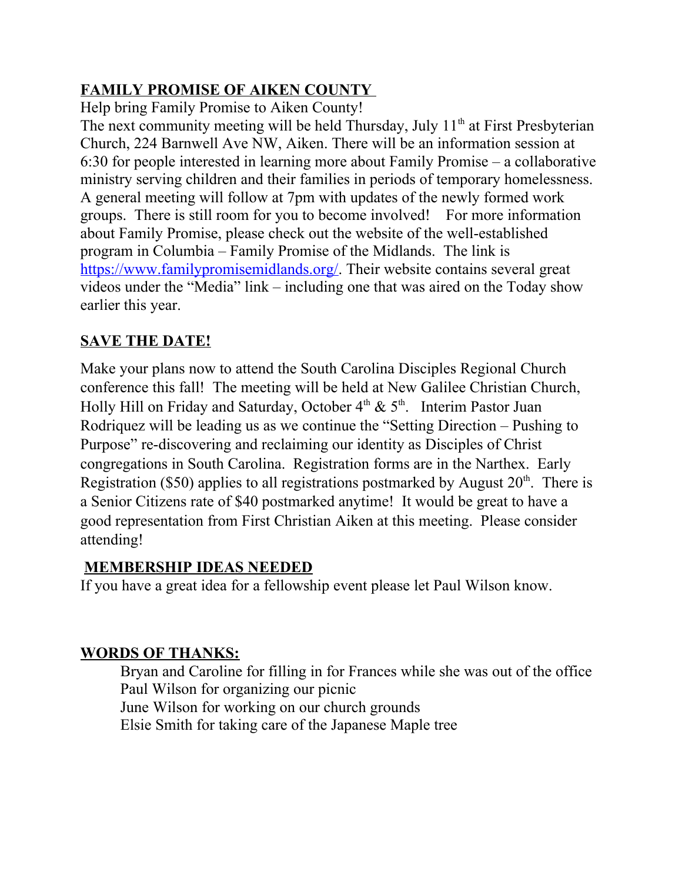## FAMILY PROMISE OF AIKEN COUNTY

Help bring Family Promise to Aiken County!

The next community meeting will be held Thursday, July 11th at First Presbyterian Church, 224 Barnwell Ave NW, Aiken. There will be an information session at 6:30 for people interested in learning more about Family Promise – a collaborative ministry serving children and their families in periods of temporary homelessness. A general meeting will follow at 7pm with updates of the newly formed work groups. There is still room for you to become involved! For more information about Family Promise, please check out the website of the well-established program in Columbia – Family Promise of the Midlands. The link is https://www.familypromisemidlands.org/. Their website contains several great videos under the "Media" link – including one that was aired on the Today show earlier this year.

## SAVE THE DATE!

Make your plans now to attend the South Carolina Disciples Regional Church conference this fall! The meeting will be held at New Galilee Christian Church, Holly Hill on Friday and Saturday, October 4th & 5th. Interim Pastor Juan Rodriquez will be leading us as we continue the "Setting Direction – Pushing to Purpose" re-discovering and reclaiming our identity as Disciples of Christ congregations in South Carolina. Registration forms are in the Narthex. Early Registration ($50) applies to all registrations postmarked by August 20th. There is a Senior Citizens rate of $40 postmarked anytime! It would be great to have a good representation from First Christian Aiken at this meeting. Please consider attending!

## MEMBERSHIP IDEAS NEEDED

If you have a great idea for a fellowship event please let Paul Wilson know.

## WORDS OF THANKS:

Bryan and Caroline for filling in for Frances while she was out of the office
Paul Wilson for organizing our picnic
June Wilson for working on our church grounds
Elsie Smith for taking care of the Japanese Maple tree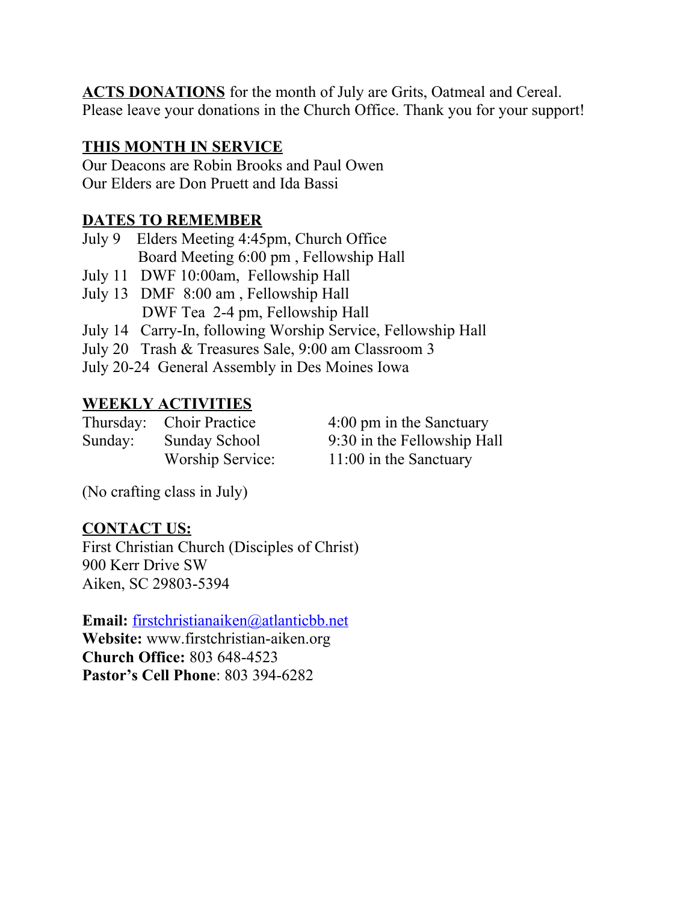**ACTS DONATIONS** for the month of July are Grits, Oatmeal and Cereal. Please leave your donations in the Church Office. Thank you for your support!

**THIS MONTH IN SERVICE**

Our Deacons are Robin Brooks and Paul Owen
Our Elders are Don Pruett and Ida Bassi

**DATES TO REMEMBER**

July 9 Elders Meeting 4:45pm, Church Office
Board Meeting 6:00 pm , Fellowship Hall
July 11 DWF 10:00am, Fellowship Hall
July 13 DMF 8:00 am , Fellowship Hall
DWF Tea 2-4 pm, Fellowship Hall
July 14 Carry-In, following Worship Service, Fellowship Hall
July 20 Trash & Treasures Sale, 9:00 am Classroom 3
July 20-24 General Assembly in Des Moines Iowa

**WEEKLY ACTIVITIES**

| | | |
|---|---|---|
| Thursday: | Choir Practice | 4:00 pm in the Sanctuary |
| Sunday: | Sunday School | 9:30 in the Fellowship Hall |
| | Worship Service: | 11:00 in the Sanctuary |

(No crafting class in July)

**CONTACT US:**

First Christian Church (Disciples of Christ)
900 Kerr Drive SW
Aiken, SC 29803-5394

**Email:** firstchristianaiken@atlanticbb.net
**Website:** www.firstchristian-aiken.org
**Church Office:** 803 648-4523
**Pastor's Cell Phone**: 803 394-6282